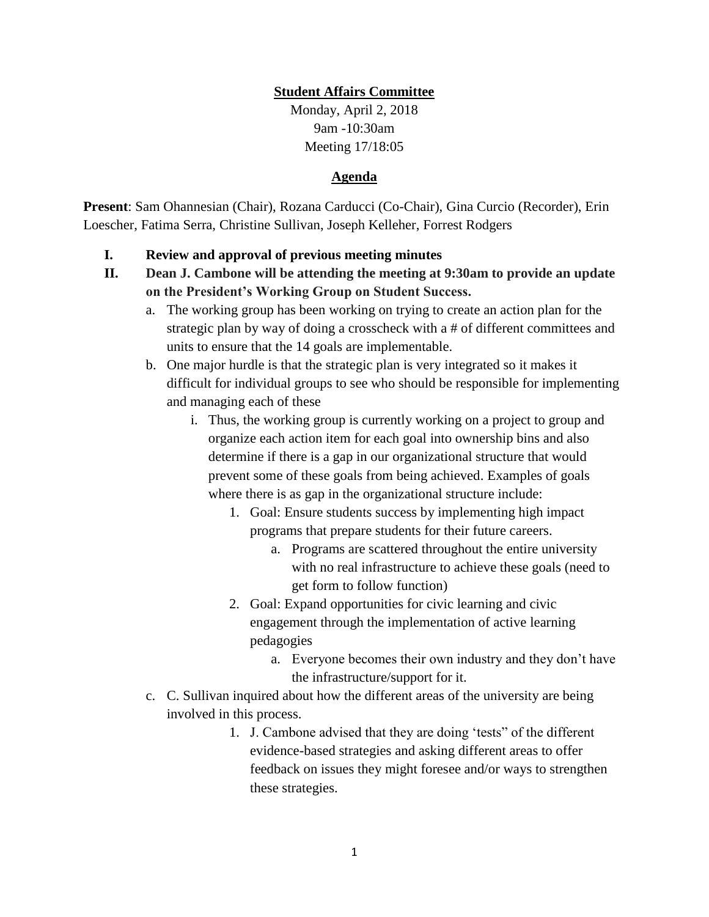**Student Affairs Committee**

Monday, April 2, 2018
9am -10:30am
Meeting 17/18:05

**Agenda**

**Present**: Sam Ohannesian (Chair), Rozana Carducci (Co-Chair), Gina Curcio (Recorder), Erin Loescher, Fatima Serra, Christine Sullivan, Joseph Kelleher, Forrest Rodgers

I. **Review and approval of previous meeting minutes**

II. **Dean J. Cambone will be attending the meeting at 9:30am to provide an update on the President's Working Group on Student Success.**

   a. The working group has been working on trying to create an action plan for the strategic plan by way of doing a crosscheck with a # of different committees and units to ensure that the 14 goals are implementable.

   b. One major hurdle is that the strategic plan is very integrated so it makes it difficult for individual groups to see who should be responsible for implementing and managing each of these

      i. Thus, the working group is currently working on a project to group and organize each action item for each goal into ownership bins and also determine if there is a gap in our organizational structure that would prevent some of these goals from being achieved. Examples of goals where there is as gap in the organizational structure include:

         1. Goal: Ensure students success by implementing high impact programs that prepare students for their future careers.

            a. Programs are scattered throughout the entire university with no real infrastructure to achieve these goals (need to get form to follow function)

         2. Goal: Expand opportunities for civic learning and civic engagement through the implementation of active learning pedagogies

            a. Everyone becomes their own industry and they don't have the infrastructure/support for it.

   c. C. Sullivan inquired about how the different areas of the university are being involved in this process.

         1. J. Cambone advised that they are doing 'tests" of the different evidence-based strategies and asking different areas to offer feedback on issues they might foresee and/or ways to strengthen these strategies.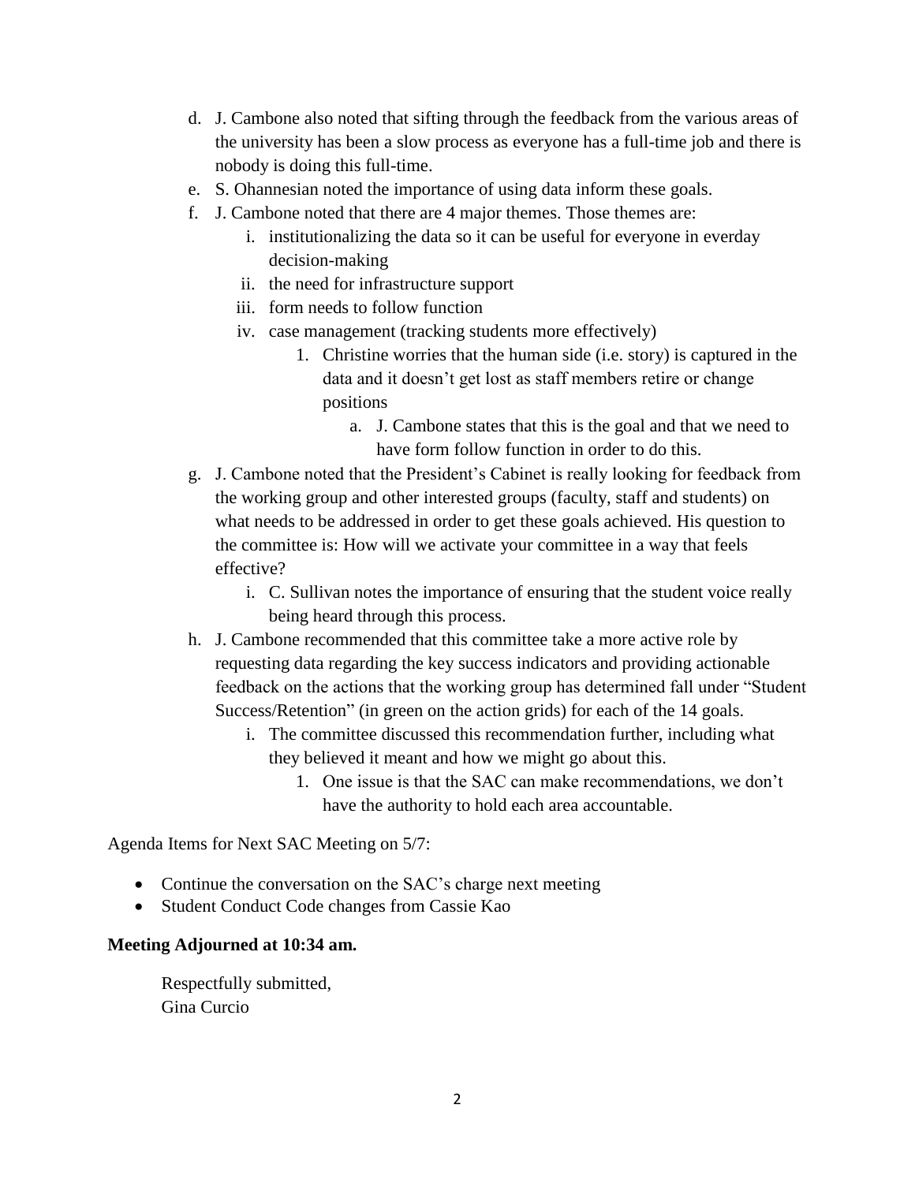d. J. Cambone also noted that sifting through the feedback from the various areas of the university has been a slow process as everyone has a full-time job and there is nobody is doing this full-time.

e. S. Ohannesian noted the importance of using data inform these goals.

f. J. Cambone noted that there are 4 major themes. Those themes are:

   i. institutionalizing the data so it can be useful for everyone in everday decision-making

   ii. the need for infrastructure support

   iii. form needs to follow function

   iv. case management (tracking students more effectively)

      1. Christine worries that the human side (i.e. story) is captured in the data and it doesn't get lost as staff members retire or change positions

         a. J. Cambone states that this is the goal and that we need to have form follow function in order to do this.

g. J. Cambone noted that the President's Cabinet is really looking for feedback from the working group and other interested groups (faculty, staff and students) on what needs to be addressed in order to get these goals achieved. His question to the committee is: How will we activate your committee in a way that feels effective?

   i. C. Sullivan notes the importance of ensuring that the student voice really being heard through this process.

h. J. Cambone recommended that this committee take a more active role by requesting data regarding the key success indicators and providing actionable feedback on the actions that the working group has determined fall under "Student Success/Retention" (in green on the action grids) for each of the 14 goals.

   i. The committee discussed this recommendation further, including what they believed it meant and how we might go about this.

      1. One issue is that the SAC can make recommendations, we don't have the authority to hold each area accountable.

Agenda Items for Next SAC Meeting on 5/7:

- Continue the conversation on the SAC's charge next meeting
- Student Conduct Code changes from Cassie Kao

**Meeting Adjourned at 10:34 am.**

Respectfully submitted,
Gina Curcio